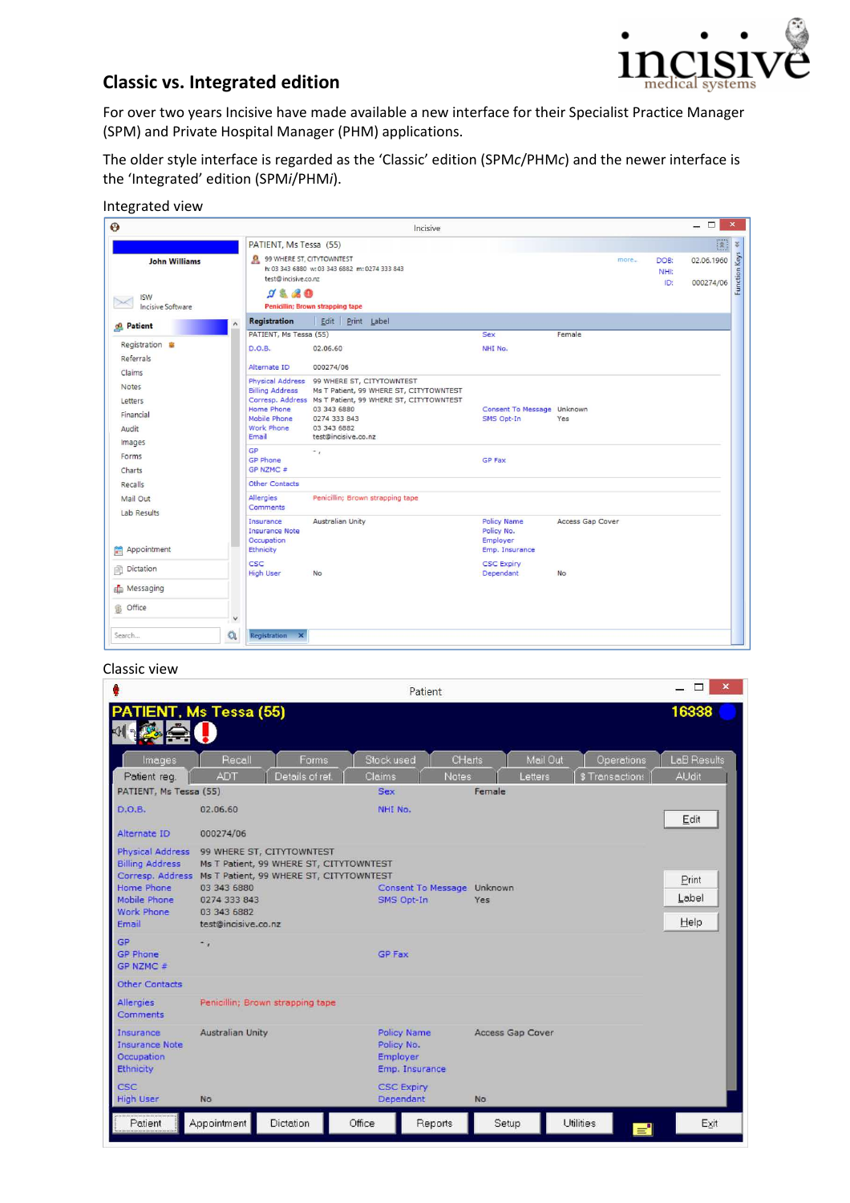# Classic vs. Integrated edition

For over two years Incisive have made available a new interface for their Specialist Practice Manager (SPM) and Private Hospital Manager (PHM) applications.

The older style interface is regarded as the 'Classic' edition (SPM*c*/PHM*c*) and the newer interface is the 'Integrated' edition (SPM*i*/PHM*i*).

Integrated view

Classic view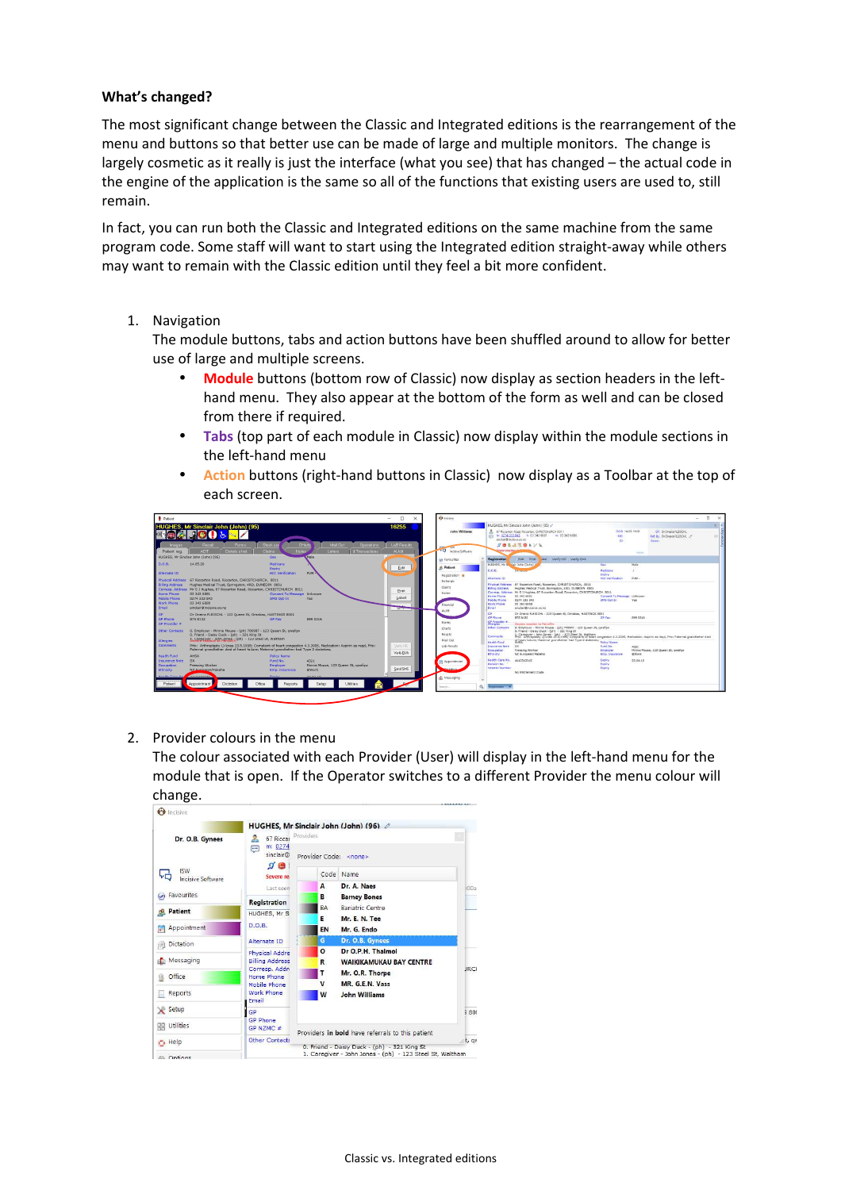## What's changed?

The most significant change between the Classic and Integrated editions is the rearrangement of the menu and buttons so that better use can be made of large and multiple monitors. The change is largely cosmetic as it really is just the interface (what you see) that has changed – the actual code in the engine of the application is the same so all of the functions that existing users are used to, still remain.

In fact, you can run both the Classic and Integrated editions on the same machine from the same program code. Some staff will want to start using the Integrated edition straight-away while others may want to remain with the Classic edition until they feel a bit more confident.

1. Navigation
   The module buttons, tabs and action buttons have been shuffled around to allow for better use of large and multiple screens.
   - **Module** buttons (bottom row of Classic) now display as section headers in the left-hand menu. They also appear at the bottom of the form as well and can be closed from there if required.
   - **Tabs** (top part of each module in Classic) now display within the module sections in the left-hand menu
   - **Action** buttons (right-hand buttons in Classic) now display as a Toolbar at the top of each screen.

2. Provider colours in the menu
   The colour associated with each Provider (User) will display in the left-hand menu for the module that is open. If the Operator switches to a different Provider the menu colour will change.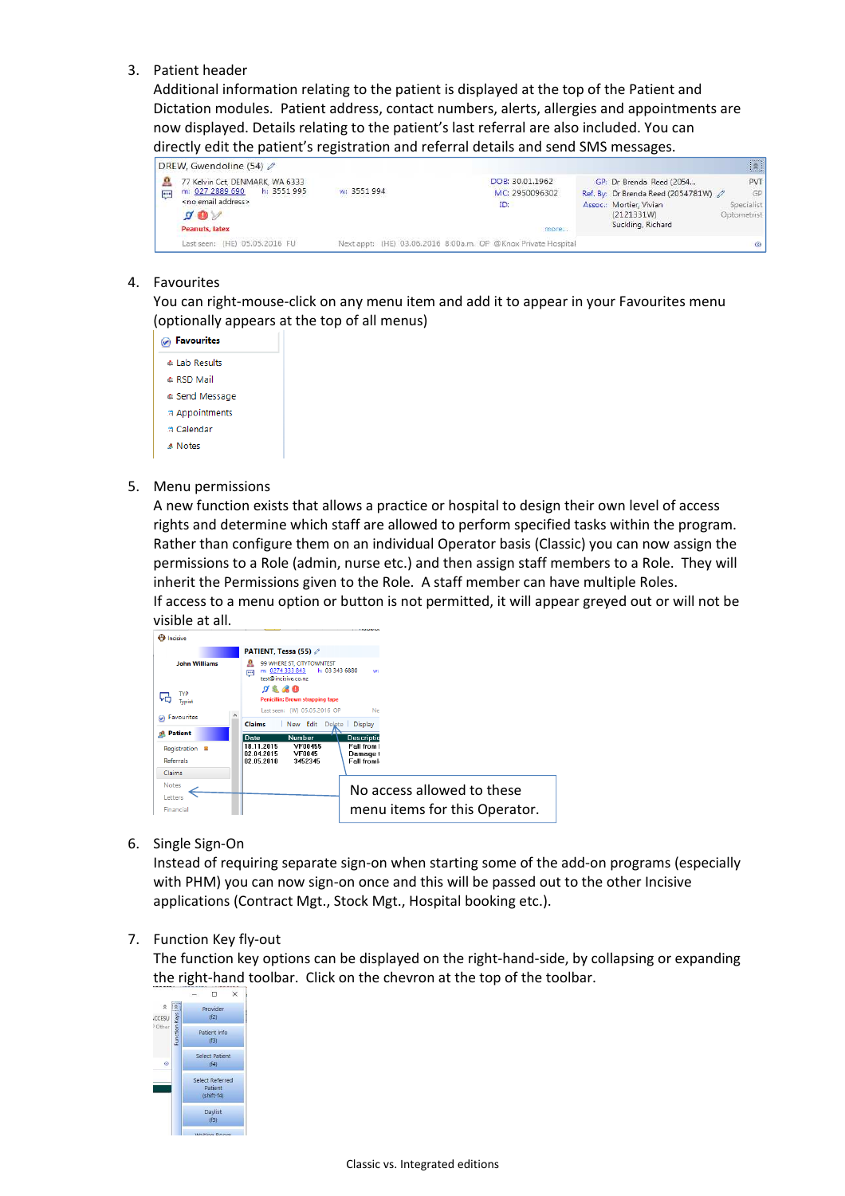3. Patient header
   Additional information relating to the patient is displayed at the top of the Patient and Dictation modules. Patient address, contact numbers, alerts, allergies and appointments are now displayed. Details relating to the patient's last referral are also included. You can directly edit the patient's registration and referral details and send SMS messages.

4. Favourites
   You can right-mouse-click on any menu item and add it to appear in your Favourites menu (optionally appears at the top of all menus)

5. Menu permissions
   A new function exists that allows a practice or hospital to design their own level of access rights and determine which staff are allowed to perform specified tasks within the program. Rather than configure them on an individual Operator basis (Classic) you can now assign the permissions to a Role (admin, nurse etc.) and then assign staff members to a Role. They will inherit the Permissions given to the Role. A staff member can have multiple Roles.
   If access to a menu option or button is not permitted, it will appear greyed out or will not be visible at all.

6. Single Sign-On
   Instead of requiring separate sign-on when starting some of the add-on programs (especially with PHM) you can now sign-on once and this will be passed out to the other Incisive applications (Contract Mgt., Stock Mgt., Hospital booking etc.).

7. Function Key fly-out
   The function key options can be displayed on the right-hand-side, by collapsing or expanding the right-hand toolbar. Click on the chevron at the top of the toolbar.

Classic vs. Integrated editions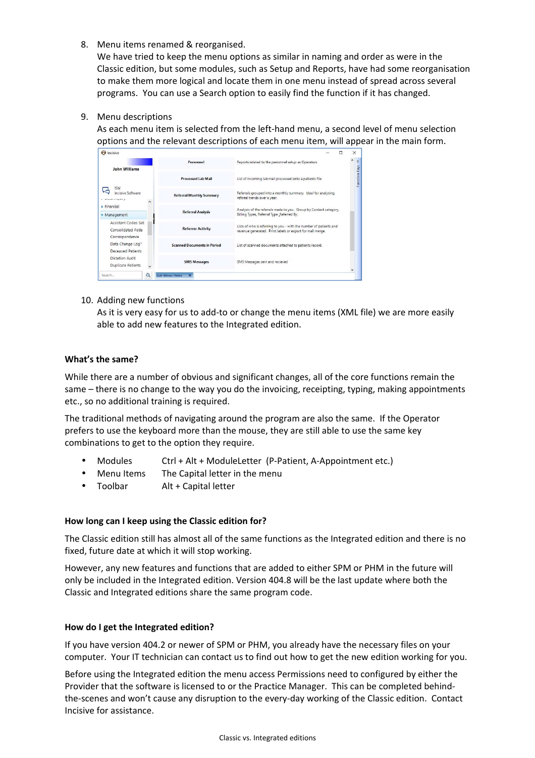8. Menu items renamed & reorganised.
   We have tried to keep the menu options as similar in naming and order as were in the Classic edition, but some modules, such as Setup and Reports, have had some reorganisation to make them more logical and locate them in one menu instead of spread across several programs. You can use a Search option to easily find the function if it has changed.

9. Menu descriptions
   As each menu item is selected from the left-hand menu, a second level of menu selection options and the relevant descriptions of each menu item, will appear in the main form.

10. Adding new functions
    As it is very easy for us to add-to or change the menu items (XML file) we are more easily able to add new features to the Integrated edition.

**What's the same?**

While there are a number of obvious and significant changes, all of the core functions remain the same – there is no change to the way you do the invoicing, receipting, typing, making appointments etc., so no additional training is required.

The traditional methods of navigating around the program are also the same. If the Operator prefers to use the keyboard more than the mouse, they are still able to use the same key combinations to get to the option they require.

- Modules Ctrl + Alt + ModuleLetter (P-Patient, A-Appointment etc.)
- Menu Items The Capital letter in the menu
- Toolbar Alt + Capital letter

**How long can I keep using the Classic edition for?**

The Classic edition still has almost all of the same functions as the Integrated edition and there is no fixed, future date at which it will stop working.

However, any new features and functions that are added to either SPM or PHM in the future will only be included in the Integrated edition. Version 404.8 will be the last update where both the Classic and Integrated editions share the same program code.

**How do I get the Integrated edition?**

If you have version 404.2 or newer of SPM or PHM, you already have the necessary files on your computer. Your IT technician can contact us to find out how to get the new edition working for you.

Before using the Integrated edition the menu access Permissions need to configured by either the Provider that the software is licensed to or the Practice Manager. This can be completed behind-the-scenes and won't cause any disruption to the every-day working of the Classic edition. Contact Incisive for assistance.